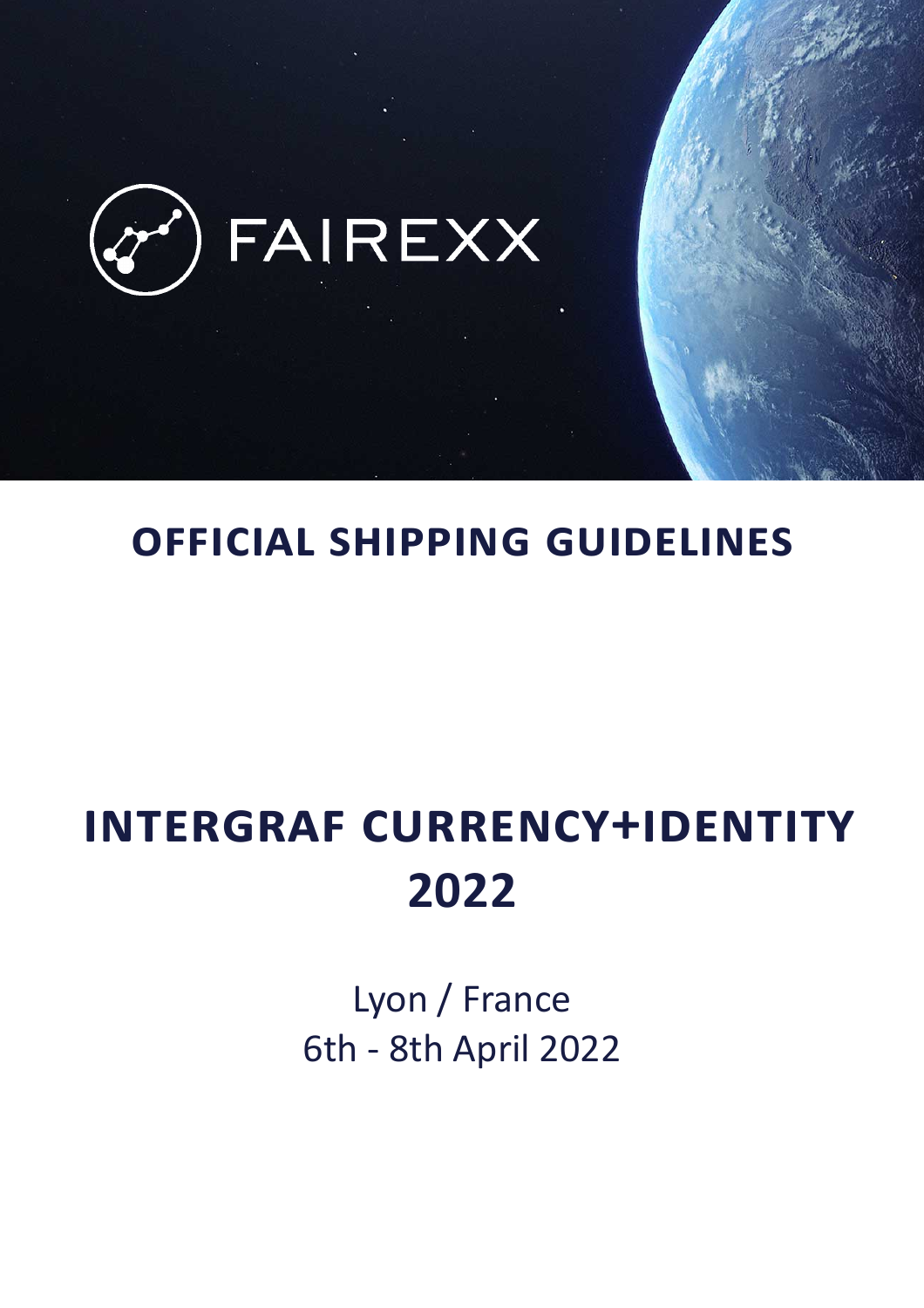FAIREXX

# OFFICIAL SHIPPING GUIDELINES

# INTERGRAF CURRENCY+IDENTITY 2022

Lyon / France
6th - 8th April 2022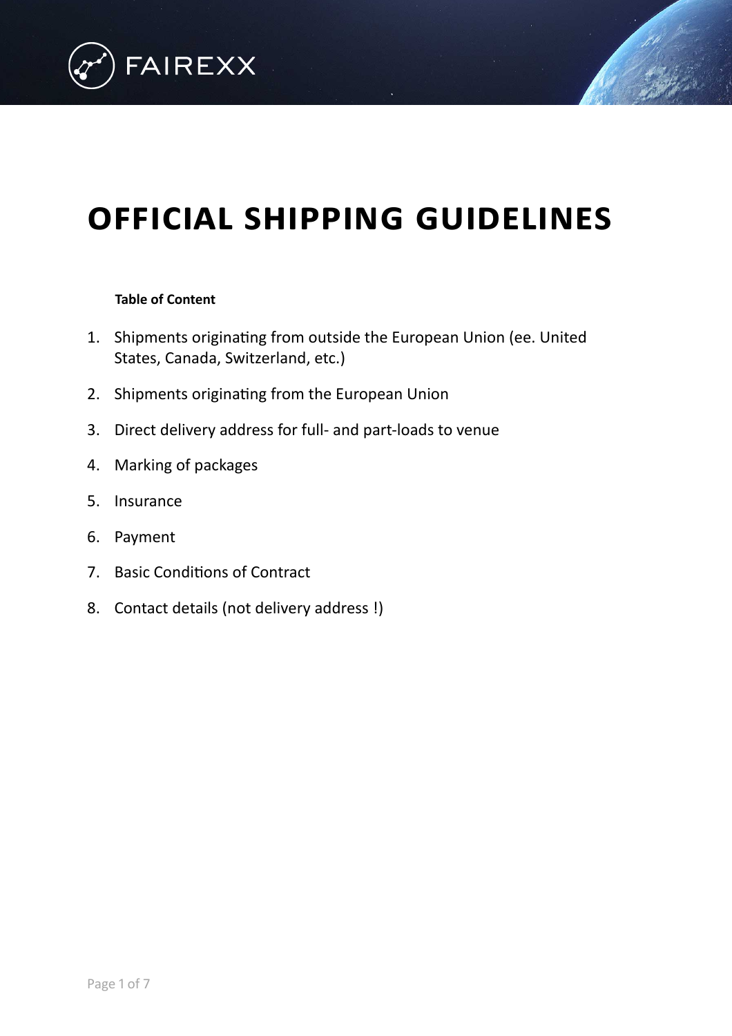# OFFICIAL SHIPPING GUIDELINES

**Table of Content**

1. Shipments originating from outside the European Union (ee. United States, Canada, Switzerland, etc.)
2. Shipments originating from the European Union
3. Direct delivery address for full- and part-loads to venue
4. Marking of packages
5. Insurance
6. Payment
7. Basic Conditions of Contract
8. Contact details (not delivery address !)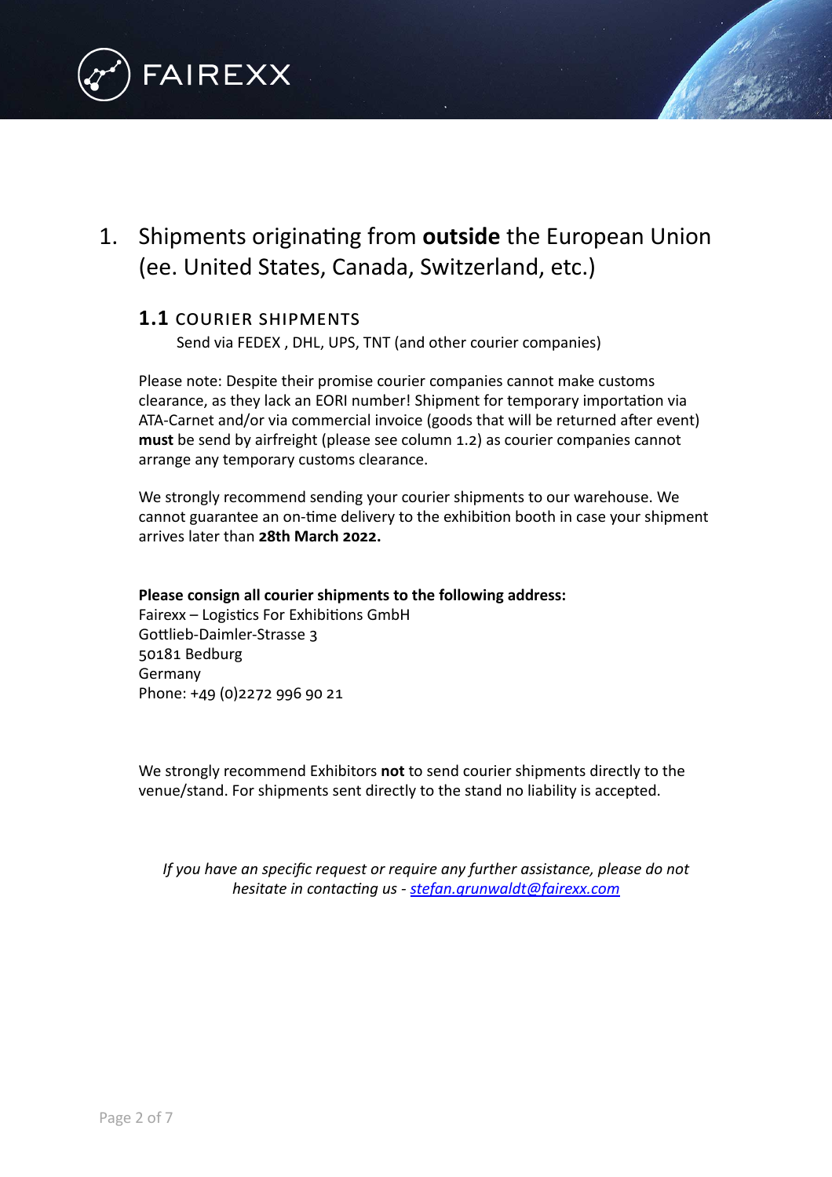# 1. Shipments originating from **outside** the European Union (ee. United States, Canada, Switzerland, etc.)

## 1.1 COURIER SHIPMENTS

Send via FEDEX , DHL, UPS, TNT (and other courier companies)

Please note: Despite their promise courier companies cannot make customs clearance, as they lack an EORI number! Shipment for temporary importation via ATA-Carnet and/or via commercial invoice (goods that will be returned after event) **must** be send by airfreight (please see column 1.2) as courier companies cannot arrange any temporary customs clearance.

We strongly recommend sending your courier shipments to our warehouse. We cannot guarantee an on-time delivery to the exhibition booth in case your shipment arrives later than **28th March 2022.**

**Please consign all courier shipments to the following address:**
Fairexx – Logistics For Exhibitions GmbH
Gottlieb-Daimler-Strasse 3
50181 Bedburg
Germany
Phone: +49 (0)2272 996 90 21

We strongly recommend Exhibitors **not** to send courier shipments directly to the venue/stand. For shipments sent directly to the stand no liability is accepted.

*If you have an specific request or require any further assistance, please do not hesitate in contacting us - stefan.grunwaldt@fairexx.com*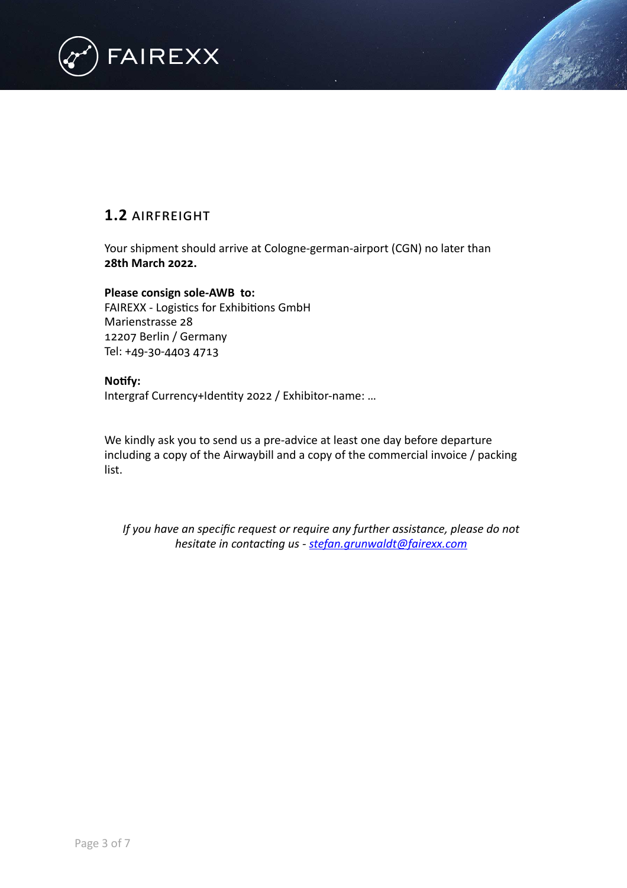## 1.2 AIRFREIGHT

Your shipment should arrive at Cologne-german-airport (CGN) no later than **28th March 2022.**

**Please consign sole-AWB to:**
FAIREXX - Logistics for Exhibitions GmbH
Marienstrasse 28
12207 Berlin / Germany
Tel: +49-30-4403 4713

**Notify:**
Intergraf Currency+Identity 2022 / Exhibitor-name: …

We kindly ask you to send us a pre-advice at least one day before departure including a copy of the Airwaybill and a copy of the commercial invoice / packing list.

*If you have an specific request or require any further assistance, please do not hesitate in contacting us - stefan.grunwaldt@fairexx.com*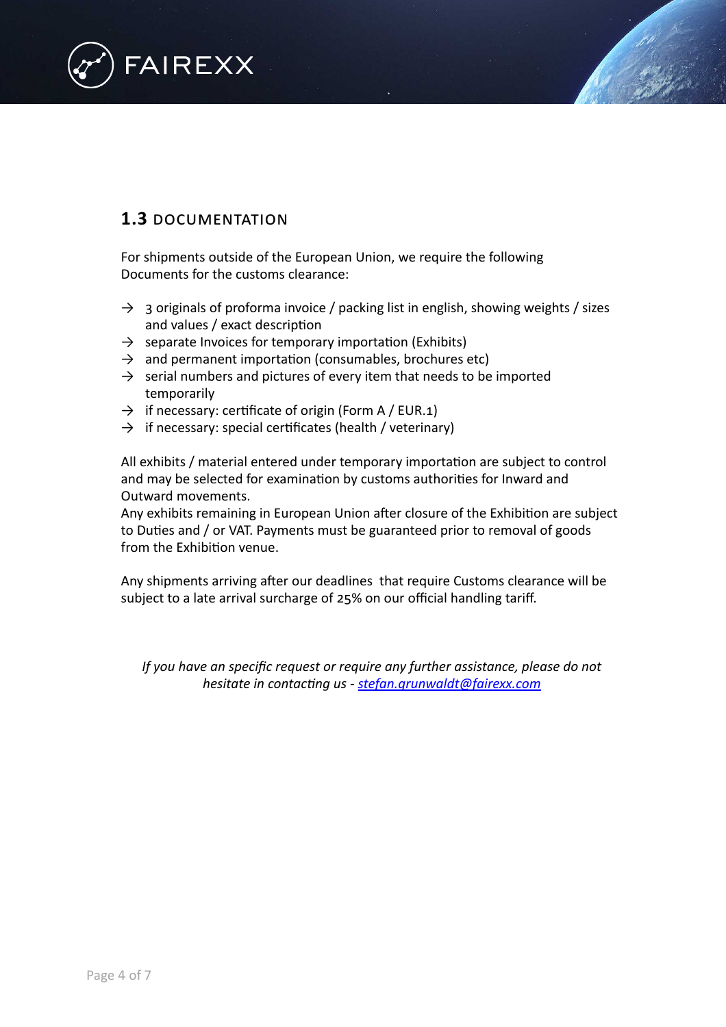## 1.3 DOCUMENTATION

For shipments outside of the European Union, we require the following Documents for the customs clearance:

- → 3 originals of proforma invoice / packing list in english, showing weights / sizes and values / exact description
- → separate Invoices for temporary importation (Exhibits)
- → and permanent importation (consumables, brochures etc)
- → serial numbers and pictures of every item that needs to be imported temporarily
- → if necessary: certificate of origin (Form A / EUR.1)
- → if necessary: special certificates (health / veterinary)

All exhibits / material entered under temporary importation are subject to control and may be selected for examination by customs authorities for Inward and Outward movements.
Any exhibits remaining in European Union after closure of the Exhibition are subject to Duties and / or VAT. Payments must be guaranteed prior to removal of goods from the Exhibition venue.

Any shipments arriving after our deadlines that require Customs clearance will be subject to a late arrival surcharge of 25% on our official handling tariff.

*If you have an specific request or require any further assistance, please do not hesitate in contacting us - stefan.grunwaldt@fairexx.com*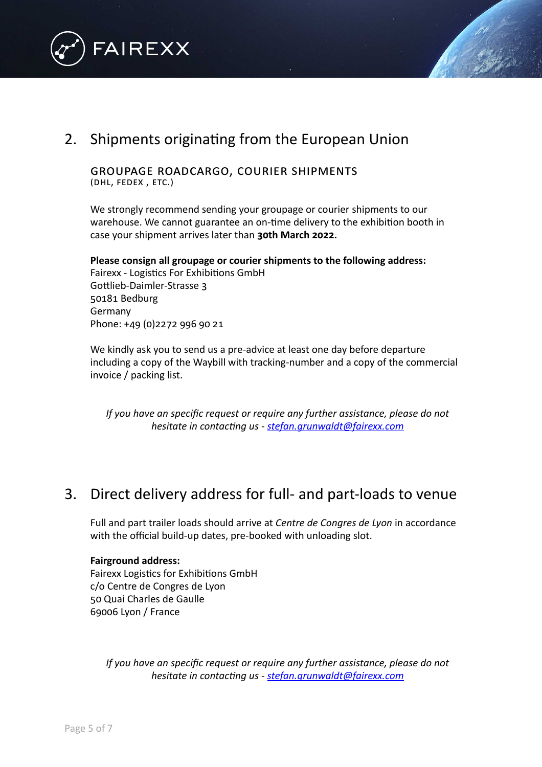## 2. Shipments originating from the European Union

### GROUPAGE ROADCARGO, COURIER SHIPMENTS
(DHL, FEDEX , ETC.)

We strongly recommend sending your groupage or courier shipments to our warehouse. We cannot guarantee an on-time delivery to the exhibition booth in case your shipment arrives later than **30th March 2022.**

**Please consign all groupage or courier shipments to the following address:**
Fairexx - Logistics For Exhibitions GmbH
Gottlieb-Daimler-Strasse 3
50181 Bedburg
Germany
Phone: +49 (0)2272 996 90 21

We kindly ask you to send us a pre-advice at least one day before departure including a copy of the Waybill with tracking-number and a copy of the commercial invoice / packing list.

*If you have an specific request or require any further assistance, please do not hesitate in contacting us - stefan.grunwaldt@fairexx.com*

## 3. Direct delivery address for full- and part-loads to venue

Full and part trailer loads should arrive at *Centre de Congres de Lyon* in accordance with the official build-up dates, pre-booked with unloading slot.

**Fairground address:**
Fairexx Logistics for Exhibitions GmbH
c/o Centre de Congres de Lyon
50 Quai Charles de Gaulle
69006 Lyon / France

*If you have an specific request or require any further assistance, please do not hesitate in contacting us - stefan.grunwaldt@fairexx.com*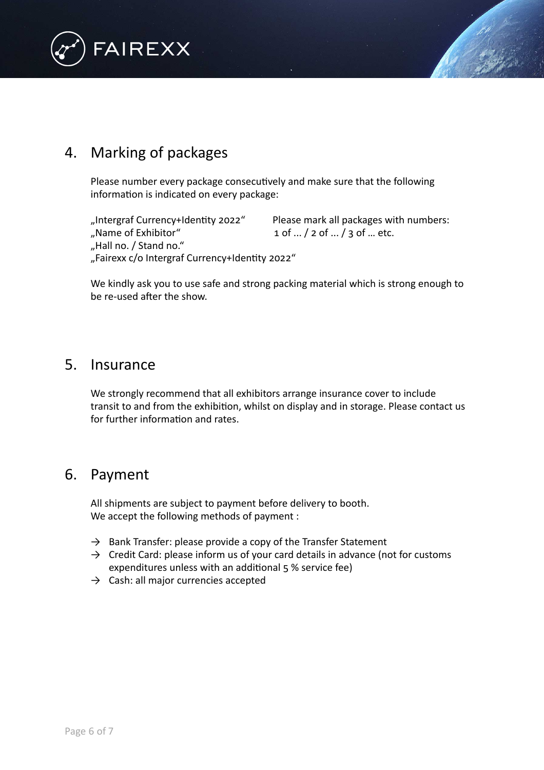## 4. Marking of packages

Please number every package consecutively and make sure that the following information is indicated on every package:

„Intergraf Currency+Identity 2022“
„Name of Exhibitor“
„Hall no. / Stand no.“
„Fairexx c/o Intergraf Currency+Identity 2022“

Please mark all packages with numbers:
1 of ... / 2 of ... / 3 of … etc.

We kindly ask you to use safe and strong packing material which is strong enough to be re-used after the show.

## 5. Insurance

We strongly recommend that all exhibitors arrange insurance cover to include transit to and from the exhibition, whilst on display and in storage. Please contact us for further information and rates.

## 6. Payment

All shipments are subject to payment before delivery to booth.
We accept the following methods of payment :

- → Bank Transfer: please provide a copy of the Transfer Statement
- → Credit Card: please inform us of your card details in advance (not for customs expenditures unless with an additional 5 % service fee)
- → Cash: all major currencies accepted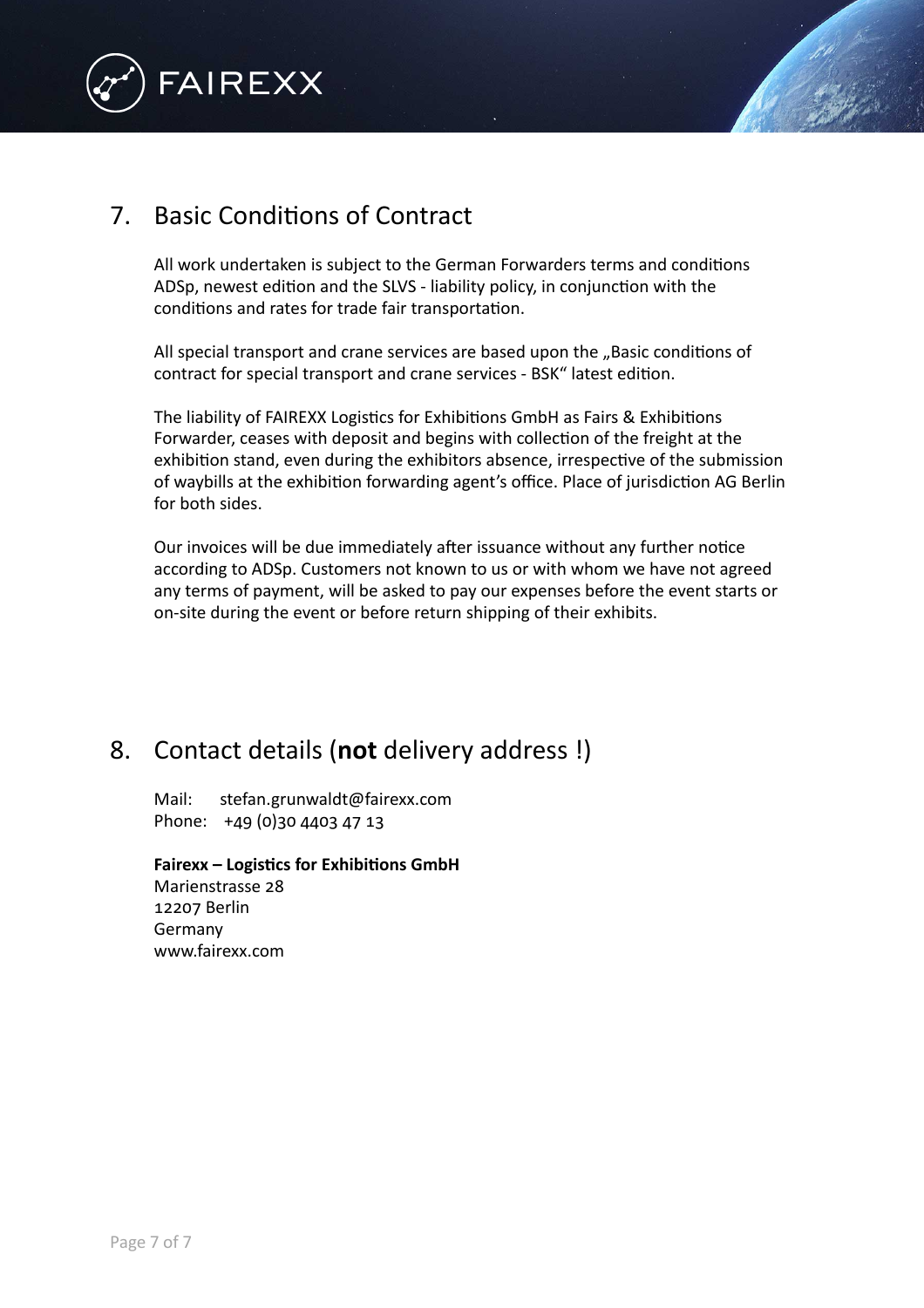## 7. Basic Conditions of Contract

All work undertaken is subject to the German Forwarders terms and conditions ADSp, newest edition and the SLVS - liability policy, in conjunction with the conditions and rates for trade fair transportation.

All special transport and crane services are based upon the „Basic conditions of contract for special transport and crane services - BSK" latest edition.

The liability of FAIREXX Logistics for Exhibitions GmbH as Fairs & Exhibitions Forwarder, ceases with deposit and begins with collection of the freight at the exhibition stand, even during the exhibitors absence, irrespective of the submission of waybills at the exhibition forwarding agent's office. Place of jurisdiction AG Berlin for both sides.

Our invoices will be due immediately after issuance without any further notice according to ADSp. Customers not known to us or with whom we have not agreed any terms of payment, will be asked to pay our expenses before the event starts or on-site during the event or before return shipping of their exhibits.

## 8. Contact details (**not** delivery address !)

Mail: stefan.grunwaldt@fairexx.com
Phone: +49 (0)30 4403 47 13

**Fairexx – Logistics for Exhibitions GmbH**
Marienstrasse 28
12207 Berlin
Germany
www.fairexx.com